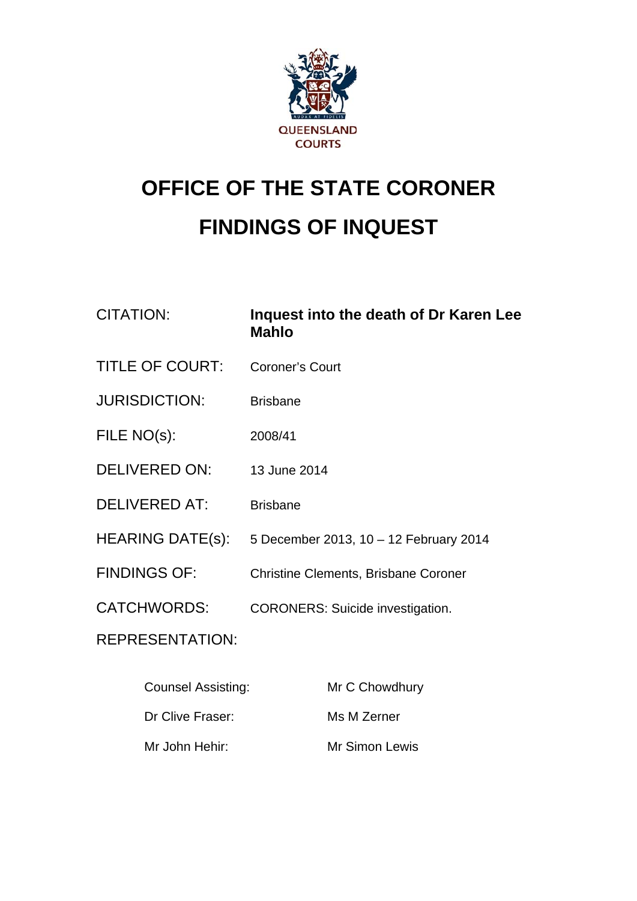QUEENSLAND COURTS

# OFFICE OF THE STATE CORONER

# FINDINGS OF INQUEST

| | |
|---|---|
| CITATION: | **Inquest into the death of Dr Karen Lee Mahlo** |
| TITLE OF COURT: | Coroner's Court |
| JURISDICTION: | Brisbane |
| FILE NO(s): | 2008/41 |
| DELIVERED ON: | 13 June 2014 |
| DELIVERED AT: | Brisbane |
| HEARING DATE(s): | 5 December 2013, 10 – 12 February 2014 |
| FINDINGS OF: | Christine Clements, Brisbane Coroner |
| CATCHWORDS: | CORONERS: Suicide investigation. |

REPRESENTATION:

| | |
|---|---|
| Counsel Assisting: | Mr C Chowdhury |
| Dr Clive Fraser: | Ms M Zerner |
| Mr John Hehir: | Mr Simon Lewis |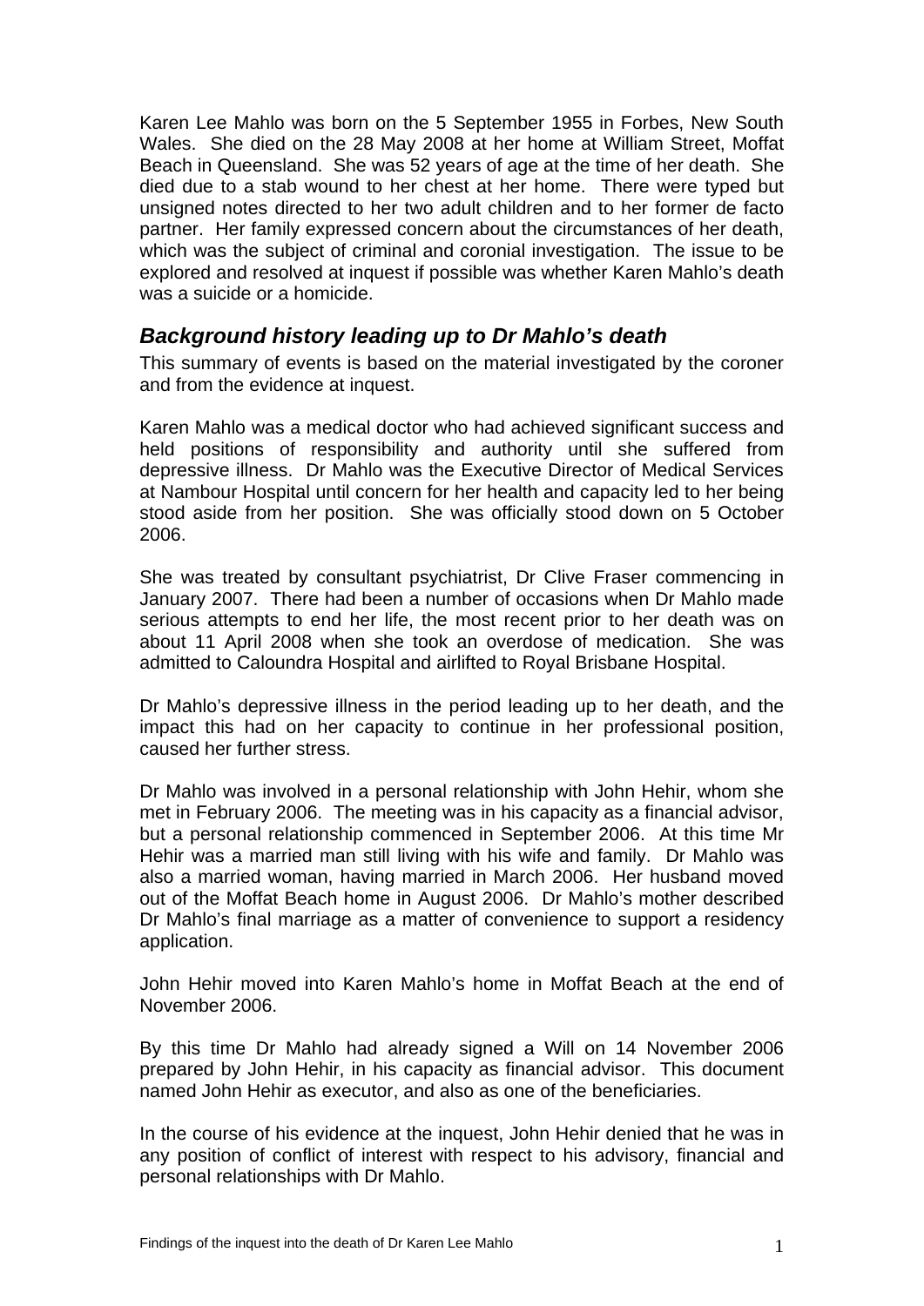Karen Lee Mahlo was born on the 5 September 1955 in Forbes, New South Wales. She died on the 28 May 2008 at her home at William Street, Moffat Beach in Queensland. She was 52 years of age at the time of her death. She died due to a stab wound to her chest at her home. There were typed but unsigned notes directed to her two adult children and to her former de facto partner. Her family expressed concern about the circumstances of her death, which was the subject of criminal and coronial investigation. The issue to be explored and resolved at inquest if possible was whether Karen Mahlo's death was a suicide or a homicide.

## *Background history leading up to Dr Mahlo's death*

This summary of events is based on the material investigated by the coroner and from the evidence at inquest.

Karen Mahlo was a medical doctor who had achieved significant success and held positions of responsibility and authority until she suffered from depressive illness. Dr Mahlo was the Executive Director of Medical Services at Nambour Hospital until concern for her health and capacity led to her being stood aside from her position. She was officially stood down on 5 October 2006.

She was treated by consultant psychiatrist, Dr Clive Fraser commencing in January 2007. There had been a number of occasions when Dr Mahlo made serious attempts to end her life, the most recent prior to her death was on about 11 April 2008 when she took an overdose of medication. She was admitted to Caloundra Hospital and airlifted to Royal Brisbane Hospital.

Dr Mahlo's depressive illness in the period leading up to her death, and the impact this had on her capacity to continue in her professional position, caused her further stress.

Dr Mahlo was involved in a personal relationship with John Hehir, whom she met in February 2006. The meeting was in his capacity as a financial advisor, but a personal relationship commenced in September 2006. At this time Mr Hehir was a married man still living with his wife and family. Dr Mahlo was also a married woman, having married in March 2006. Her husband moved out of the Moffat Beach home in August 2006. Dr Mahlo's mother described Dr Mahlo's final marriage as a matter of convenience to support a residency application.

John Hehir moved into Karen Mahlo's home in Moffat Beach at the end of November 2006.

By this time Dr Mahlo had already signed a Will on 14 November 2006 prepared by John Hehir, in his capacity as financial advisor. This document named John Hehir as executor, and also as one of the beneficiaries.

In the course of his evidence at the inquest, John Hehir denied that he was in any position of conflict of interest with respect to his advisory, financial and personal relationships with Dr Mahlo.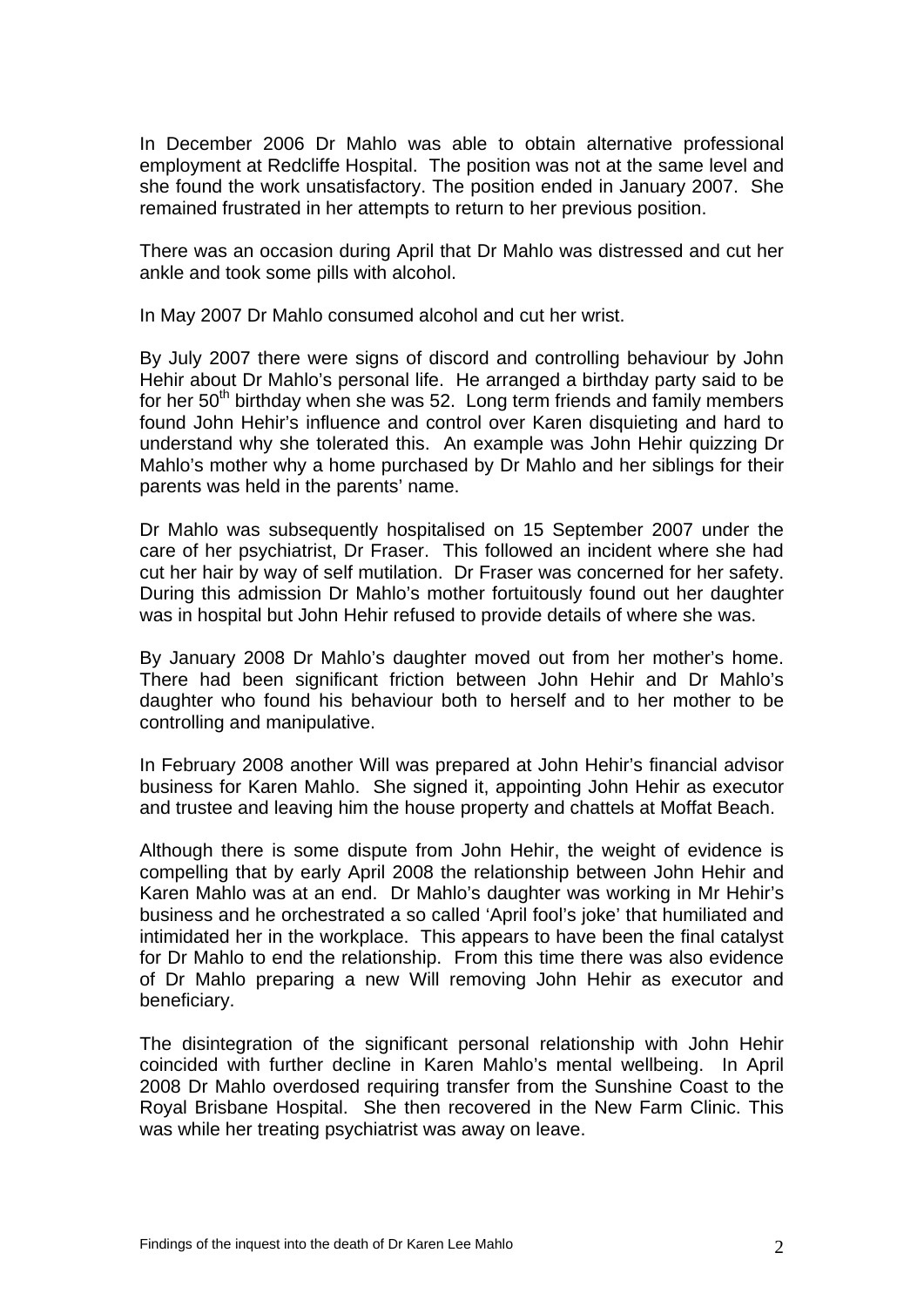In December 2006 Dr Mahlo was able to obtain alternative professional employment at Redcliffe Hospital. The position was not at the same level and she found the work unsatisfactory. The position ended in January 2007. She remained frustrated in her attempts to return to her previous position.

There was an occasion during April that Dr Mahlo was distressed and cut her ankle and took some pills with alcohol.

In May 2007 Dr Mahlo consumed alcohol and cut her wrist.

By July 2007 there were signs of discord and controlling behaviour by John Hehir about Dr Mahlo's personal life. He arranged a birthday party said to be for her 50th birthday when she was 52. Long term friends and family members found John Hehir's influence and control over Karen disquieting and hard to understand why she tolerated this. An example was John Hehir quizzing Dr Mahlo's mother why a home purchased by Dr Mahlo and her siblings for their parents was held in the parents' name.

Dr Mahlo was subsequently hospitalised on 15 September 2007 under the care of her psychiatrist, Dr Fraser. This followed an incident where she had cut her hair by way of self mutilation. Dr Fraser was concerned for her safety. During this admission Dr Mahlo's mother fortuitously found out her daughter was in hospital but John Hehir refused to provide details of where she was.

By January 2008 Dr Mahlo's daughter moved out from her mother's home. There had been significant friction between John Hehir and Dr Mahlo's daughter who found his behaviour both to herself and to her mother to be controlling and manipulative.

In February 2008 another Will was prepared at John Hehir's financial advisor business for Karen Mahlo. She signed it, appointing John Hehir as executor and trustee and leaving him the house property and chattels at Moffat Beach.

Although there is some dispute from John Hehir, the weight of evidence is compelling that by early April 2008 the relationship between John Hehir and Karen Mahlo was at an end. Dr Mahlo's daughter was working in Mr Hehir's business and he orchestrated a so called 'April fool's joke' that humiliated and intimidated her in the workplace. This appears to have been the final catalyst for Dr Mahlo to end the relationship. From this time there was also evidence of Dr Mahlo preparing a new Will removing John Hehir as executor and beneficiary.

The disintegration of the significant personal relationship with John Hehir coincided with further decline in Karen Mahlo's mental wellbeing. In April 2008 Dr Mahlo overdosed requiring transfer from the Sunshine Coast to the Royal Brisbane Hospital. She then recovered in the New Farm Clinic. This was while her treating psychiatrist was away on leave.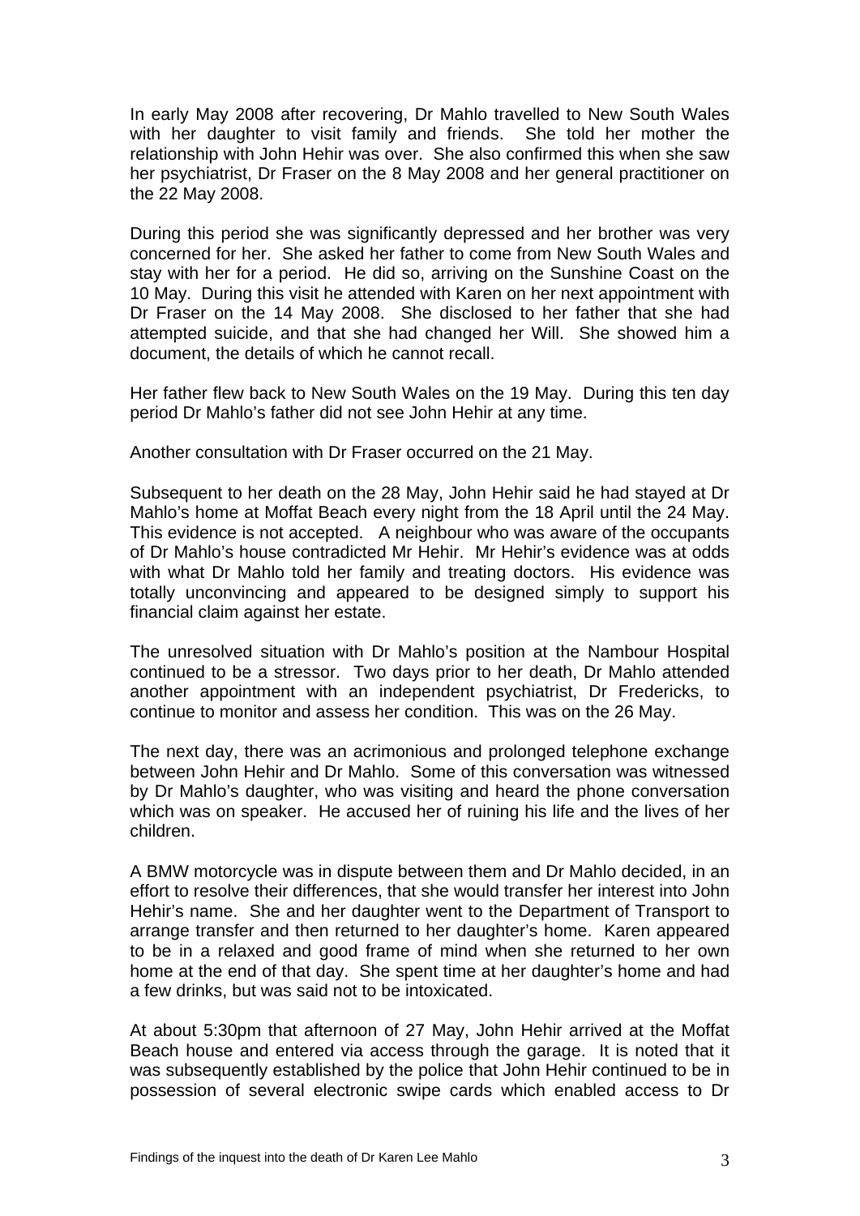In early May 2008 after recovering, Dr Mahlo travelled to New South Wales with her daughter to visit family and friends. She told her mother the relationship with John Hehir was over. She also confirmed this when she saw her psychiatrist, Dr Fraser on the 8 May 2008 and her general practitioner on the 22 May 2008.

During this period she was significantly depressed and her brother was very concerned for her. She asked her father to come from New South Wales and stay with her for a period. He did so, arriving on the Sunshine Coast on the 10 May. During this visit he attended with Karen on her next appointment with Dr Fraser on the 14 May 2008. She disclosed to her father that she had attempted suicide, and that she had changed her Will. She showed him a document, the details of which he cannot recall.

Her father flew back to New South Wales on the 19 May. During this ten day period Dr Mahlo's father did not see John Hehir at any time.

Another consultation with Dr Fraser occurred on the 21 May.

Subsequent to her death on the 28 May, John Hehir said he had stayed at Dr Mahlo's home at Moffat Beach every night from the 18 April until the 24 May. This evidence is not accepted. A neighbour who was aware of the occupants of Dr Mahlo's house contradicted Mr Hehir. Mr Hehir's evidence was at odds with what Dr Mahlo told her family and treating doctors. His evidence was totally unconvincing and appeared to be designed simply to support his financial claim against her estate.

The unresolved situation with Dr Mahlo's position at the Nambour Hospital continued to be a stressor. Two days prior to her death, Dr Mahlo attended another appointment with an independent psychiatrist, Dr Fredericks, to continue to monitor and assess her condition. This was on the 26 May.

The next day, there was an acrimonious and prolonged telephone exchange between John Hehir and Dr Mahlo. Some of this conversation was witnessed by Dr Mahlo's daughter, who was visiting and heard the phone conversation which was on speaker. He accused her of ruining his life and the lives of her children.

A BMW motorcycle was in dispute between them and Dr Mahlo decided, in an effort to resolve their differences, that she would transfer her interest into John Hehir's name. She and her daughter went to the Department of Transport to arrange transfer and then returned to her daughter's home. Karen appeared to be in a relaxed and good frame of mind when she returned to her own home at the end of that day. She spent time at her daughter's home and had a few drinks, but was said not to be intoxicated.

At about 5:30pm that afternoon of 27 May, John Hehir arrived at the Moffat Beach house and entered via access through the garage. It is noted that it was subsequently established by the police that John Hehir continued to be in possession of several electronic swipe cards which enabled access to Dr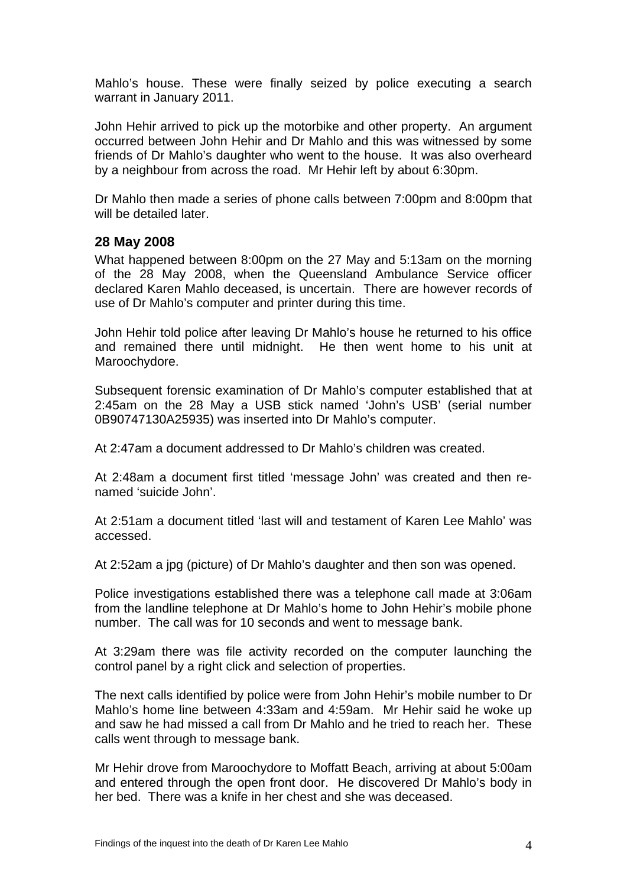Mahlo's house. These were finally seized by police executing a search warrant in January 2011.

John Hehir arrived to pick up the motorbike and other property. An argument occurred between John Hehir and Dr Mahlo and this was witnessed by some friends of Dr Mahlo's daughter who went to the house. It was also overheard by a neighbour from across the road. Mr Hehir left by about 6:30pm.

Dr Mahlo then made a series of phone calls between 7:00pm and 8:00pm that will be detailed later.

## 28 May 2008

What happened between 8:00pm on the 27 May and 5:13am on the morning of the 28 May 2008, when the Queensland Ambulance Service officer declared Karen Mahlo deceased, is uncertain. There are however records of use of Dr Mahlo's computer and printer during this time.

John Hehir told police after leaving Dr Mahlo's house he returned to his office and remained there until midnight. He then went home to his unit at Maroochydore.

Subsequent forensic examination of Dr Mahlo's computer established that at 2:45am on the 28 May a USB stick named 'John's USB' (serial number 0B90747130A25935) was inserted into Dr Mahlo's computer.

At 2:47am a document addressed to Dr Mahlo's children was created.

At 2:48am a document first titled 'message John' was created and then re-named 'suicide John'.

At 2:51am a document titled 'last will and testament of Karen Lee Mahlo' was accessed.

At 2:52am a jpg (picture) of Dr Mahlo's daughter and then son was opened.

Police investigations established there was a telephone call made at 3:06am from the landline telephone at Dr Mahlo's home to John Hehir's mobile phone number. The call was for 10 seconds and went to message bank.

At 3:29am there was file activity recorded on the computer launching the control panel by a right click and selection of properties.

The next calls identified by police were from John Hehir's mobile number to Dr Mahlo's home line between 4:33am and 4:59am. Mr Hehir said he woke up and saw he had missed a call from Dr Mahlo and he tried to reach her. These calls went through to message bank.

Mr Hehir drove from Maroochydore to Moffatt Beach, arriving at about 5:00am and entered through the open front door. He discovered Dr Mahlo's body in her bed. There was a knife in her chest and she was deceased.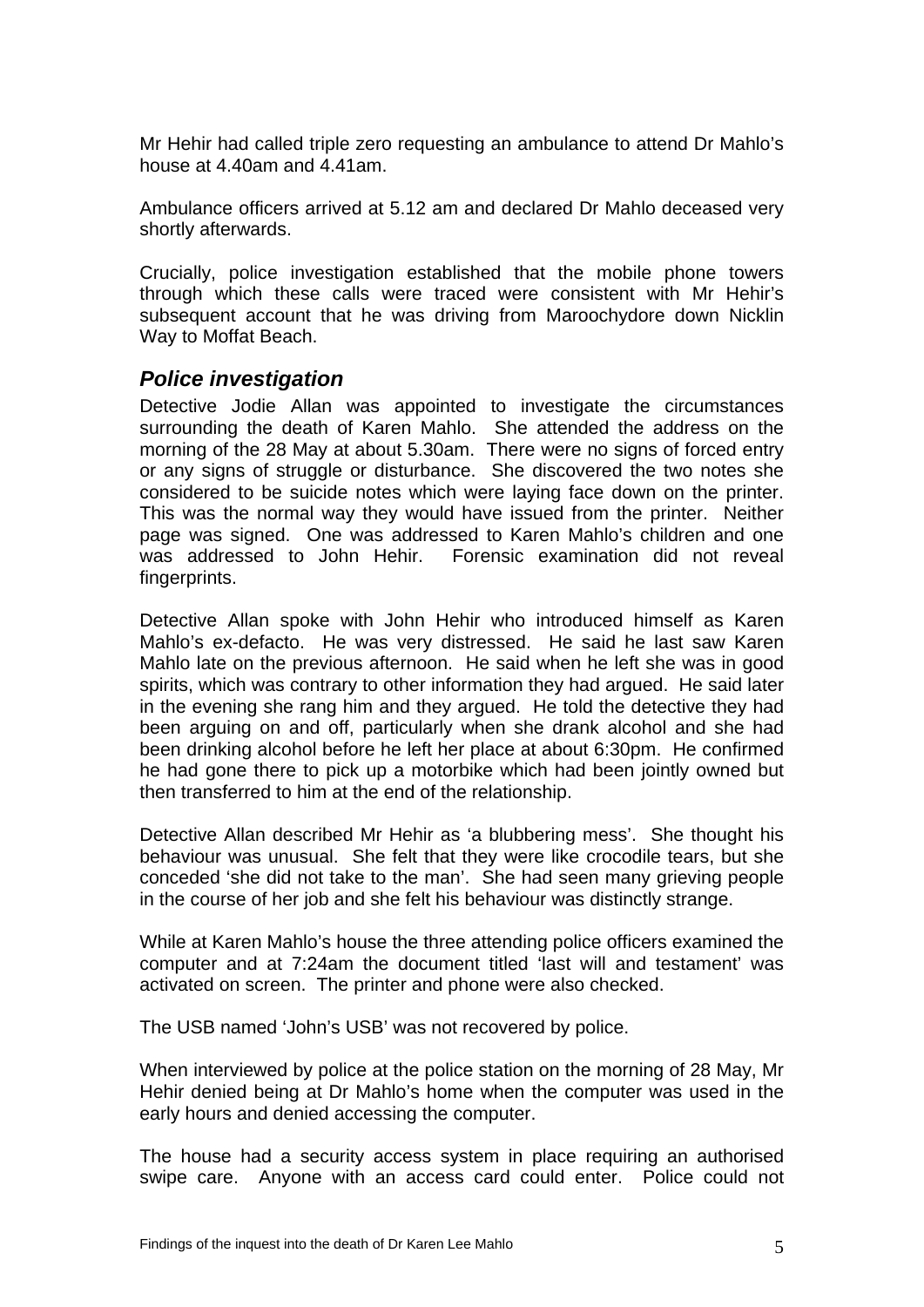Mr Hehir had called triple zero requesting an ambulance to attend Dr Mahlo's house at 4.40am and 4.41am.

Ambulance officers arrived at 5.12 am and declared Dr Mahlo deceased very shortly afterwards.

Crucially, police investigation established that the mobile phone towers through which these calls were traced were consistent with Mr Hehir's subsequent account that he was driving from Maroochydore down Nicklin Way to Moffat Beach.

## *Police investigation*

Detective Jodie Allan was appointed to investigate the circumstances surrounding the death of Karen Mahlo. She attended the address on the morning of the 28 May at about 5.30am. There were no signs of forced entry or any signs of struggle or disturbance. She discovered the two notes she considered to be suicide notes which were laying face down on the printer. This was the normal way they would have issued from the printer. Neither page was signed. One was addressed to Karen Mahlo's children and one was addressed to John Hehir. Forensic examination did not reveal fingerprints.

Detective Allan spoke with John Hehir who introduced himself as Karen Mahlo's ex-defacto. He was very distressed. He said he last saw Karen Mahlo late on the previous afternoon. He said when he left she was in good spirits, which was contrary to other information they had argued. He said later in the evening she rang him and they argued. He told the detective they had been arguing on and off, particularly when she drank alcohol and she had been drinking alcohol before he left her place at about 6:30pm. He confirmed he had gone there to pick up a motorbike which had been jointly owned but then transferred to him at the end of the relationship.

Detective Allan described Mr Hehir as 'a blubbering mess'. She thought his behaviour was unusual. She felt that they were like crocodile tears, but she conceded 'she did not take to the man'. She had seen many grieving people in the course of her job and she felt his behaviour was distinctly strange.

While at Karen Mahlo's house the three attending police officers examined the computer and at 7:24am the document titled 'last will and testament' was activated on screen. The printer and phone were also checked.

The USB named 'John's USB' was not recovered by police.

When interviewed by police at the police station on the morning of 28 May, Mr Hehir denied being at Dr Mahlo's home when the computer was used in the early hours and denied accessing the computer.

The house had a security access system in place requiring an authorised swipe care. Anyone with an access card could enter. Police could not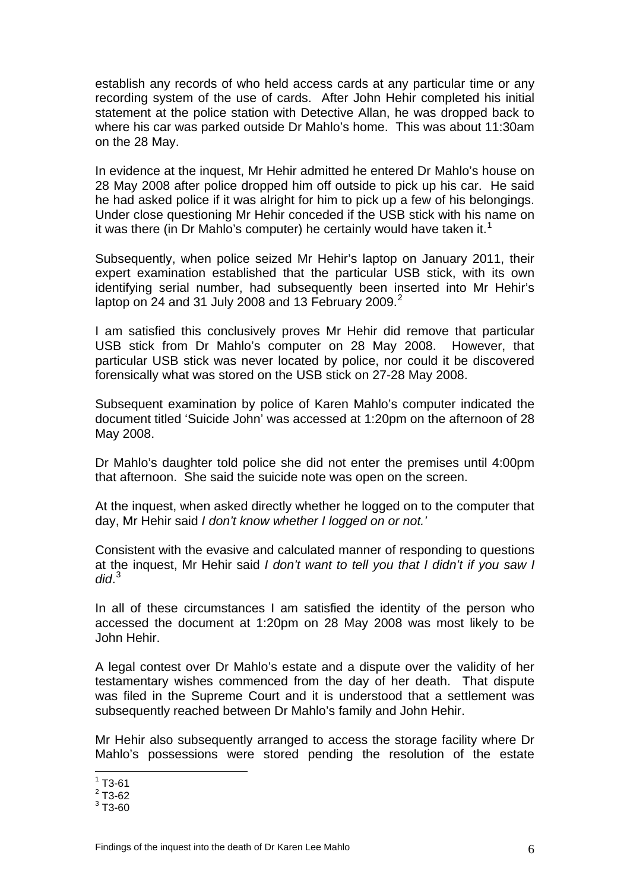establish any records of who held access cards at any particular time or any recording system of the use of cards. After John Hehir completed his initial statement at the police station with Detective Allan, he was dropped back to where his car was parked outside Dr Mahlo's home. This was about 11:30am on the 28 May.

In evidence at the inquest, Mr Hehir admitted he entered Dr Mahlo's house on 28 May 2008 after police dropped him off outside to pick up his car. He said he had asked police if it was alright for him to pick up a few of his belongings. Under close questioning Mr Hehir conceded if the USB stick with his name on it was there (in Dr Mahlo's computer) he certainly would have taken it.[1]

Subsequently, when police seized Mr Hehir's laptop on January 2011, their expert examination established that the particular USB stick, with its own identifying serial number, had subsequently been inserted into Mr Hehir's laptop on 24 and 31 July 2008 and 13 February 2009.[2]

I am satisfied this conclusively proves Mr Hehir did remove that particular USB stick from Dr Mahlo's computer on 28 May 2008. However, that particular USB stick was never located by police, nor could it be discovered forensically what was stored on the USB stick on 27-28 May 2008.

Subsequent examination by police of Karen Mahlo's computer indicated the document titled 'Suicide John' was accessed at 1:20pm on the afternoon of 28 May 2008.

Dr Mahlo's daughter told police she did not enter the premises until 4:00pm that afternoon. She said the suicide note was open on the screen.

At the inquest, when asked directly whether he logged on to the computer that day, Mr Hehir said *I don't know whether I logged on or not.'*

Consistent with the evasive and calculated manner of responding to questions at the inquest, Mr Hehir said *I don't want to tell you that I didn't if you saw I did*.[3]

In all of these circumstances I am satisfied the identity of the person who accessed the document at 1:20pm on 28 May 2008 was most likely to be John Hehir.

A legal contest over Dr Mahlo's estate and a dispute over the validity of her testamentary wishes commenced from the day of her death. That dispute was filed in the Supreme Court and it is understood that a settlement was subsequently reached between Dr Mahlo's family and John Hehir.

Mr Hehir also subsequently arranged to access the storage facility where Dr Mahlo's possessions were stored pending the resolution of the estate

---

[1] T3-61
[2] T3-62
[3] T3-60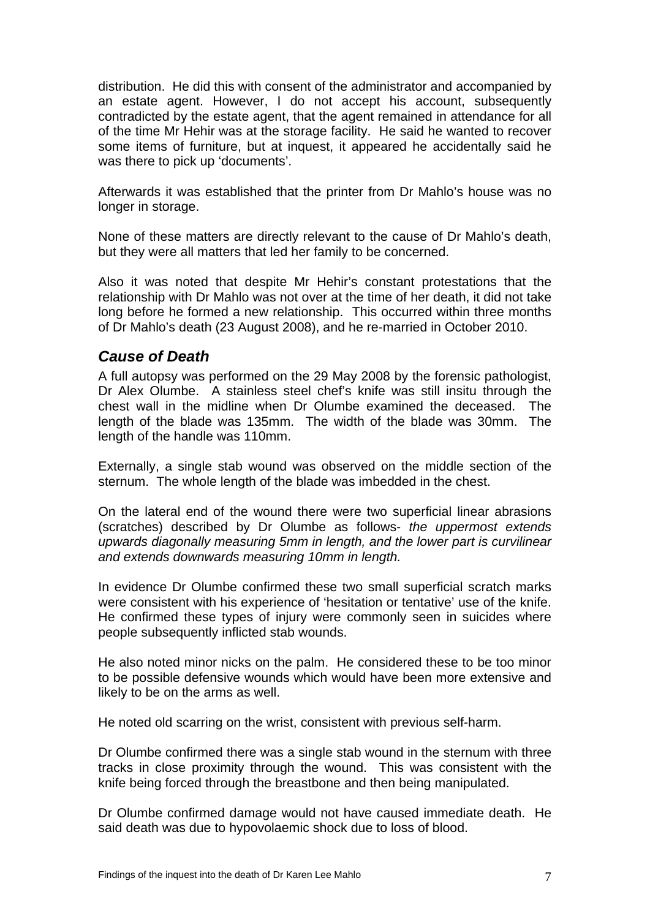distribution. He did this with consent of the administrator and accompanied by an estate agent. However, I do not accept his account, subsequently contradicted by the estate agent, that the agent remained in attendance for all of the time Mr Hehir was at the storage facility. He said he wanted to recover some items of furniture, but at inquest, it appeared he accidentally said he was there to pick up 'documents'.

Afterwards it was established that the printer from Dr Mahlo's house was no longer in storage.

None of these matters are directly relevant to the cause of Dr Mahlo's death, but they were all matters that led her family to be concerned.

Also it was noted that despite Mr Hehir's constant protestations that the relationship with Dr Mahlo was not over at the time of her death, it did not take long before he formed a new relationship. This occurred within three months of Dr Mahlo's death (23 August 2008), and he re-married in October 2010.

## *Cause of Death*

A full autopsy was performed on the 29 May 2008 by the forensic pathologist, Dr Alex Olumbe. A stainless steel chef's knife was still insitu through the chest wall in the midline when Dr Olumbe examined the deceased. The length of the blade was 135mm. The width of the blade was 30mm. The length of the handle was 110mm.

Externally, a single stab wound was observed on the middle section of the sternum. The whole length of the blade was imbedded in the chest.

On the lateral end of the wound there were two superficial linear abrasions (scratches) described by Dr Olumbe as follows- *the uppermost extends upwards diagonally measuring 5mm in length, and the lower part is curvilinear and extends downwards measuring 10mm in length.*

In evidence Dr Olumbe confirmed these two small superficial scratch marks were consistent with his experience of 'hesitation or tentative' use of the knife. He confirmed these types of injury were commonly seen in suicides where people subsequently inflicted stab wounds.

He also noted minor nicks on the palm. He considered these to be too minor to be possible defensive wounds which would have been more extensive and likely to be on the arms as well.

He noted old scarring on the wrist, consistent with previous self-harm.

Dr Olumbe confirmed there was a single stab wound in the sternum with three tracks in close proximity through the wound. This was consistent with the knife being forced through the breastbone and then being manipulated.

Dr Olumbe confirmed damage would not have caused immediate death. He said death was due to hypovolaemic shock due to loss of blood.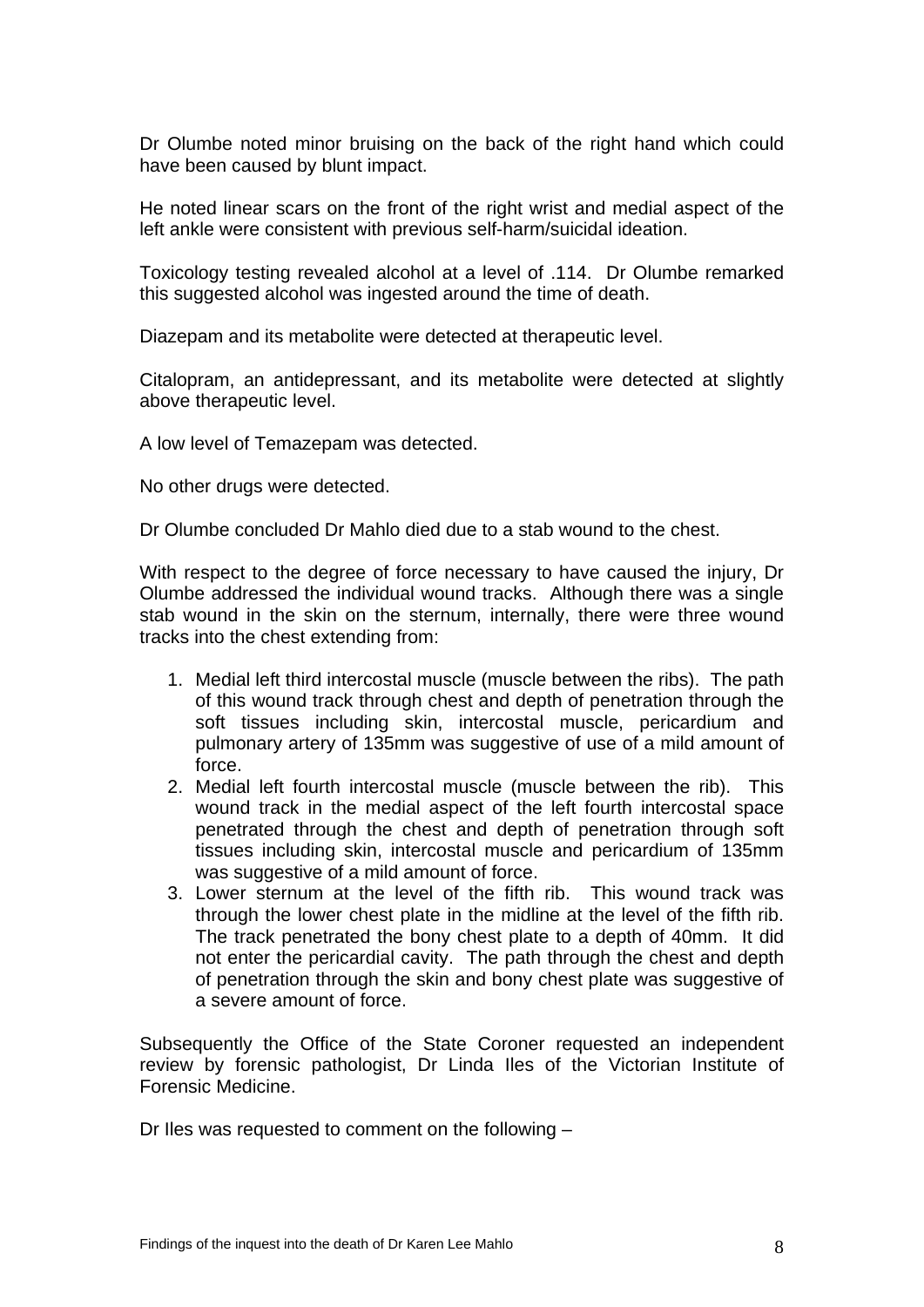Dr Olumbe noted minor bruising on the back of the right hand which could have been caused by blunt impact.

He noted linear scars on the front of the right wrist and medial aspect of the left ankle were consistent with previous self-harm/suicidal ideation.

Toxicology testing revealed alcohol at a level of .114. Dr Olumbe remarked this suggested alcohol was ingested around the time of death.

Diazepam and its metabolite were detected at therapeutic level.

Citalopram, an antidepressant, and its metabolite were detected at slightly above therapeutic level.

A low level of Temazepam was detected.

No other drugs were detected.

Dr Olumbe concluded Dr Mahlo died due to a stab wound to the chest.

With respect to the degree of force necessary to have caused the injury, Dr Olumbe addressed the individual wound tracks. Although there was a single stab wound in the skin on the sternum, internally, there were three wound tracks into the chest extending from:

1. Medial left third intercostal muscle (muscle between the ribs). The path of this wound track through chest and depth of penetration through the soft tissues including skin, intercostal muscle, pericardium and pulmonary artery of 135mm was suggestive of use of a mild amount of force.
2. Medial left fourth intercostal muscle (muscle between the rib). This wound track in the medial aspect of the left fourth intercostal space penetrated through the chest and depth of penetration through soft tissues including skin, intercostal muscle and pericardium of 135mm was suggestive of a mild amount of force.
3. Lower sternum at the level of the fifth rib. This wound track was through the lower chest plate in the midline at the level of the fifth rib. The track penetrated the bony chest plate to a depth of 40mm. It did not enter the pericardial cavity. The path through the chest and depth of penetration through the skin and bony chest plate was suggestive of a severe amount of force.

Subsequently the Office of the State Coroner requested an independent review by forensic pathologist, Dr Linda Iles of the Victorian Institute of Forensic Medicine.

Dr Iles was requested to comment on the following –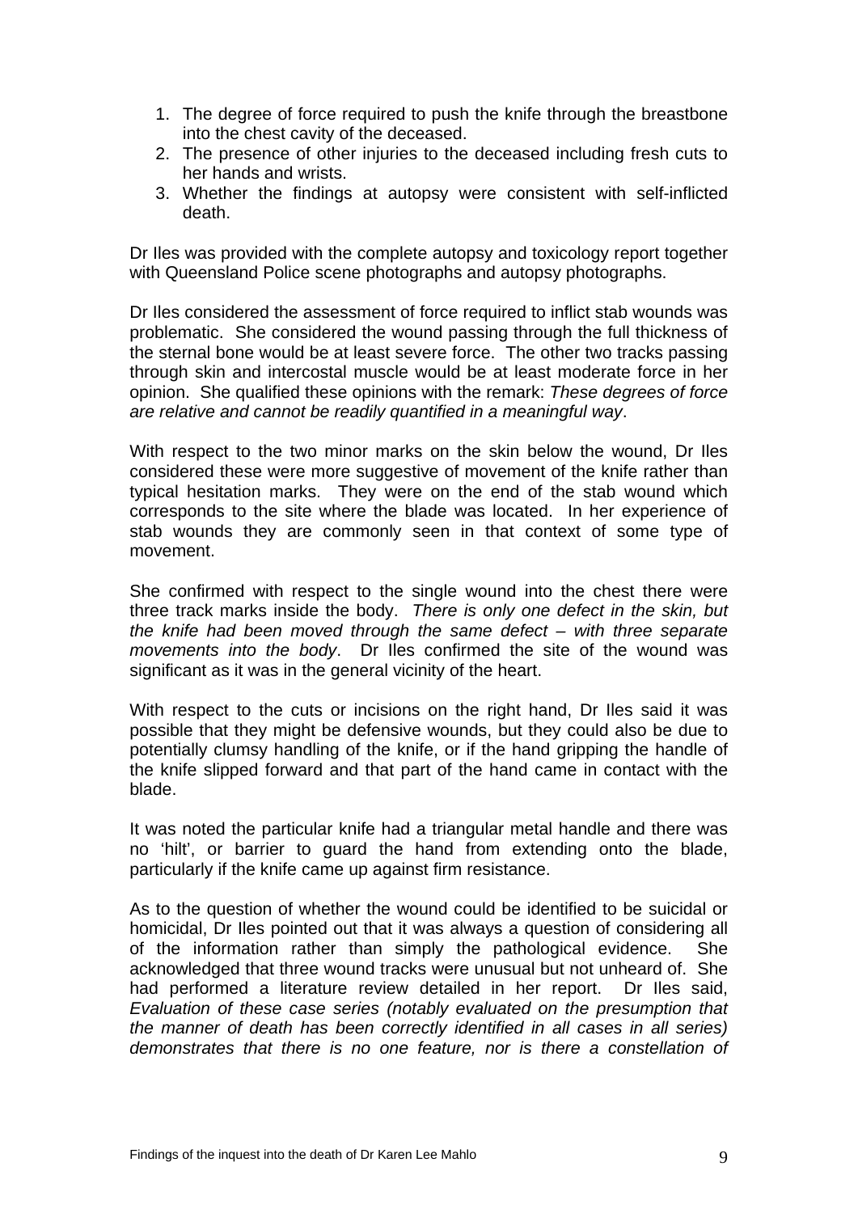1. The degree of force required to push the knife through the breastbone into the chest cavity of the deceased.
2. The presence of other injuries to the deceased including fresh cuts to her hands and wrists.
3. Whether the findings at autopsy were consistent with self-inflicted death.

Dr Iles was provided with the complete autopsy and toxicology report together with Queensland Police scene photographs and autopsy photographs.

Dr Iles considered the assessment of force required to inflict stab wounds was problematic. She considered the wound passing through the full thickness of the sternal bone would be at least severe force. The other two tracks passing through skin and intercostal muscle would be at least moderate force in her opinion. She qualified these opinions with the remark: *These degrees of force are relative and cannot be readily quantified in a meaningful way*.

With respect to the two minor marks on the skin below the wound, Dr Iles considered these were more suggestive of movement of the knife rather than typical hesitation marks. They were on the end of the stab wound which corresponds to the site where the blade was located. In her experience of stab wounds they are commonly seen in that context of some type of movement.

She confirmed with respect to the single wound into the chest there were three track marks inside the body. *There is only one defect in the skin, but the knife had been moved through the same defect – with three separate movements into the body*. Dr Iles confirmed the site of the wound was significant as it was in the general vicinity of the heart.

With respect to the cuts or incisions on the right hand, Dr Iles said it was possible that they might be defensive wounds, but they could also be due to potentially clumsy handling of the knife, or if the hand gripping the handle of the knife slipped forward and that part of the hand came in contact with the blade.

It was noted the particular knife had a triangular metal handle and there was no 'hilt', or barrier to guard the hand from extending onto the blade, particularly if the knife came up against firm resistance.

As to the question of whether the wound could be identified to be suicidal or homicidal, Dr Iles pointed out that it was always a question of considering all of the information rather than simply the pathological evidence. She acknowledged that three wound tracks were unusual but not unheard of. She had performed a literature review detailed in her report. Dr Iles said, *Evaluation of these case series (notably evaluated on the presumption that the manner of death has been correctly identified in all cases in all series) demonstrates that there is no one feature, nor is there a constellation of*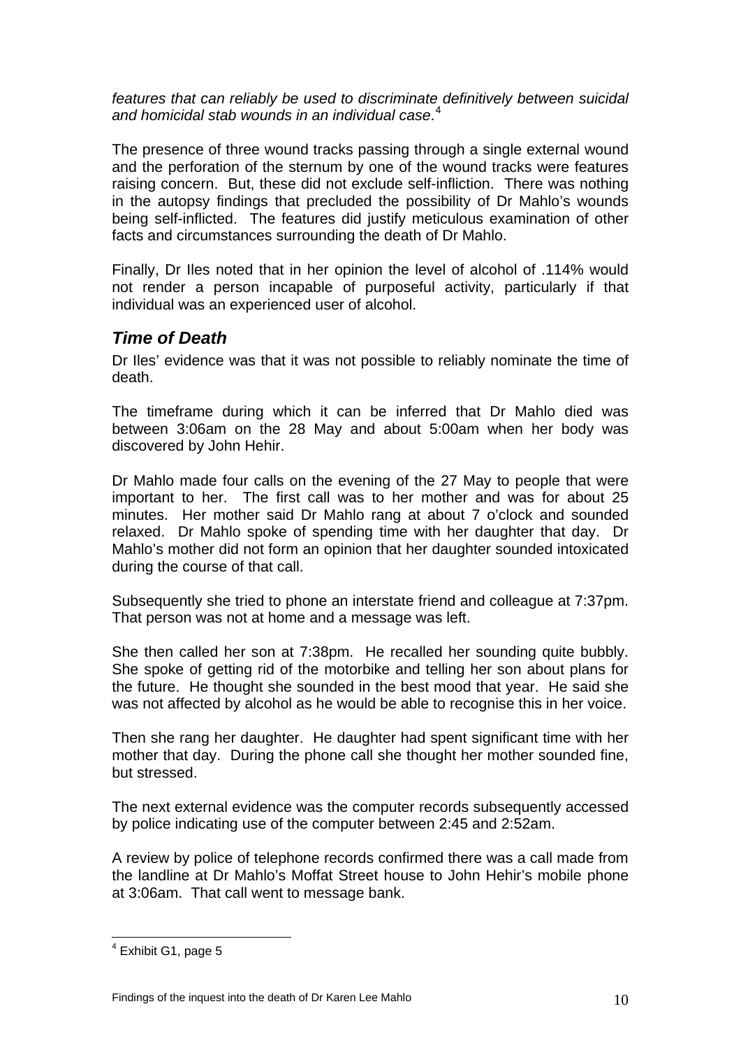*features that can reliably be used to discriminate definitively between suicidal and homicidal stab wounds in an individual case*.[4]

The presence of three wound tracks passing through a single external wound and the perforation of the sternum by one of the wound tracks were features raising concern. But, these did not exclude self-infliction. There was nothing in the autopsy findings that precluded the possibility of Dr Mahlo's wounds being self-inflicted. The features did justify meticulous examination of other facts and circumstances surrounding the death of Dr Mahlo.

Finally, Dr Iles noted that in her opinion the level of alcohol of .114% would not render a person incapable of purposeful activity, particularly if that individual was an experienced user of alcohol.

## *Time of Death*

Dr Iles' evidence was that it was not possible to reliably nominate the time of death.

The timeframe during which it can be inferred that Dr Mahlo died was between 3:06am on the 28 May and about 5:00am when her body was discovered by John Hehir.

Dr Mahlo made four calls on the evening of the 27 May to people that were important to her. The first call was to her mother and was for about 25 minutes. Her mother said Dr Mahlo rang at about 7 o'clock and sounded relaxed. Dr Mahlo spoke of spending time with her daughter that day. Dr Mahlo's mother did not form an opinion that her daughter sounded intoxicated during the course of that call.

Subsequently she tried to phone an interstate friend and colleague at 7:37pm. That person was not at home and a message was left.

She then called her son at 7:38pm. He recalled her sounding quite bubbly. She spoke of getting rid of the motorbike and telling her son about plans for the future. He thought she sounded in the best mood that year. He said she was not affected by alcohol as he would be able to recognise this in her voice.

Then she rang her daughter. He daughter had spent significant time with her mother that day. During the phone call she thought her mother sounded fine, but stressed.

The next external evidence was the computer records subsequently accessed by police indicating use of the computer between 2:45 and 2:52am.

A review by police of telephone records confirmed there was a call made from the landline at Dr Mahlo's Moffat Street house to John Hehir's mobile phone at 3:06am. That call went to message bank.

---

[4] Exhibit G1, page 5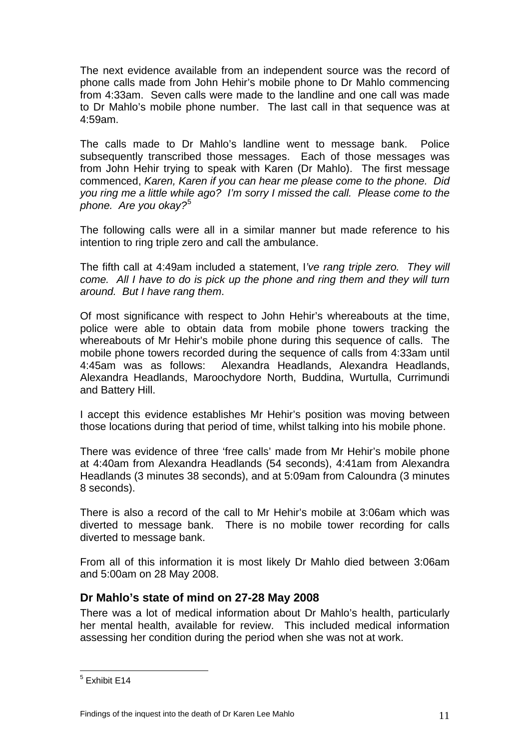The next evidence available from an independent source was the record of phone calls made from John Hehir's mobile phone to Dr Mahlo commencing from 4:33am. Seven calls were made to the landline and one call was made to Dr Mahlo's mobile phone number. The last call in that sequence was at 4:59am.

The calls made to Dr Mahlo's landline went to message bank. Police subsequently transcribed those messages. Each of those messages was from John Hehir trying to speak with Karen (Dr Mahlo). The first message commenced, *Karen, Karen if you can hear me please come to the phone. Did you ring me a little while ago? I'm sorry I missed the call. Please come to the phone. Are you okay?*[5]

The following calls were all in a similar manner but made reference to his intention to ring triple zero and call the ambulance.

The fifth call at 4:49am included a statement, I*'ve rang triple zero. They will come. All I have to do is pick up the phone and ring them and they will turn around. But I have rang them*.

Of most significance with respect to John Hehir's whereabouts at the time, police were able to obtain data from mobile phone towers tracking the whereabouts of Mr Hehir's mobile phone during this sequence of calls. The mobile phone towers recorded during the sequence of calls from 4:33am until 4:45am was as follows: Alexandra Headlands, Alexandra Headlands, Alexandra Headlands, Maroochydore North, Buddina, Wurtulla, Currimundi and Battery Hill.

I accept this evidence establishes Mr Hehir's position was moving between those locations during that period of time, whilst talking into his mobile phone.

There was evidence of three 'free calls' made from Mr Hehir's mobile phone at 4:40am from Alexandra Headlands (54 seconds), 4:41am from Alexandra Headlands (3 minutes 38 seconds), and at 5:09am from Caloundra (3 minutes 8 seconds).

There is also a record of the call to Mr Hehir's mobile at 3:06am which was diverted to message bank. There is no mobile tower recording for calls diverted to message bank.

From all of this information it is most likely Dr Mahlo died between 3:06am and 5:00am on 28 May 2008.

### Dr Mahlo's state of mind on 27-28 May 2008

There was a lot of medical information about Dr Mahlo's health, particularly her mental health, available for review. This included medical information assessing her condition during the period when she was not at work.

[5] Exhibit E14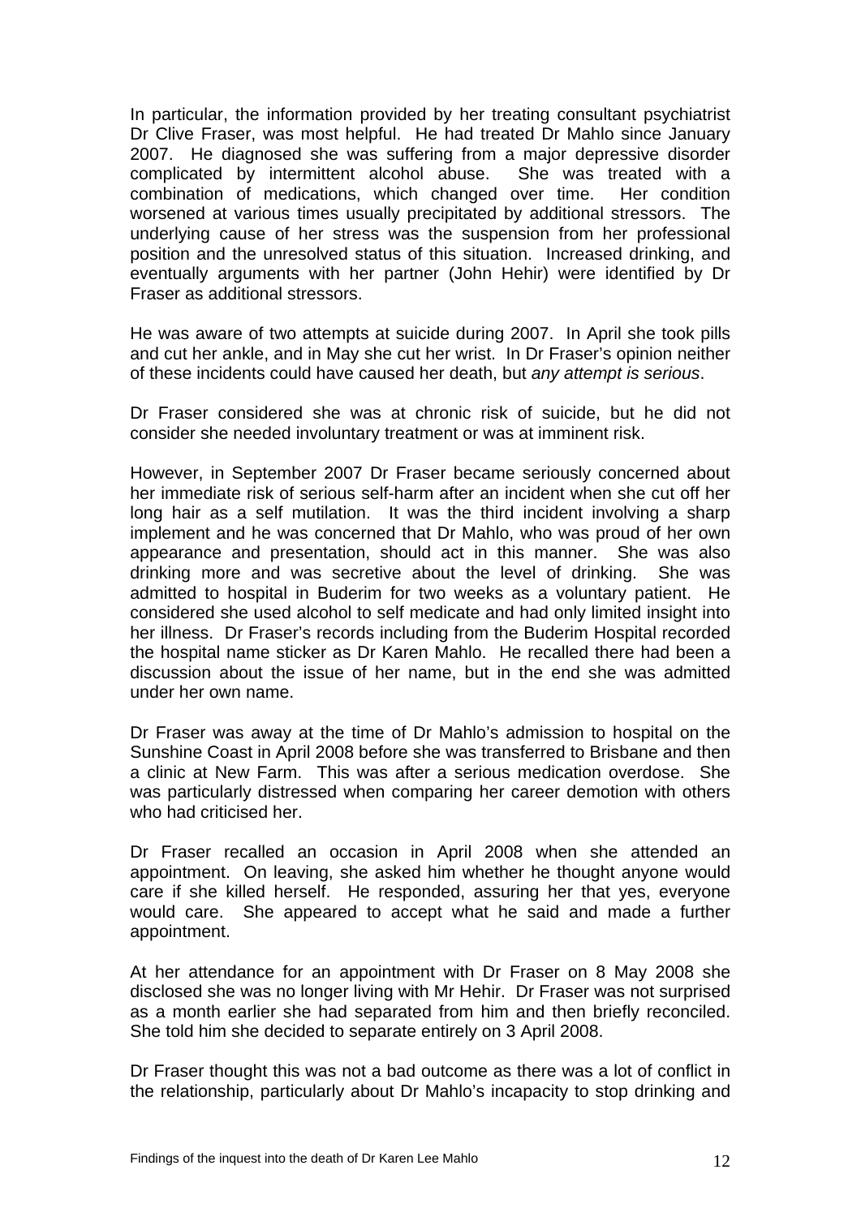In particular, the information provided by her treating consultant psychiatrist Dr Clive Fraser, was most helpful. He had treated Dr Mahlo since January 2007. He diagnosed she was suffering from a major depressive disorder complicated by intermittent alcohol abuse. She was treated with a combination of medications, which changed over time. Her condition worsened at various times usually precipitated by additional stressors. The underlying cause of her stress was the suspension from her professional position and the unresolved status of this situation. Increased drinking, and eventually arguments with her partner (John Hehir) were identified by Dr Fraser as additional stressors.

He was aware of two attempts at suicide during 2007. In April she took pills and cut her ankle, and in May she cut her wrist. In Dr Fraser's opinion neither of these incidents could have caused her death, but *any attempt is serious*.

Dr Fraser considered she was at chronic risk of suicide, but he did not consider she needed involuntary treatment or was at imminent risk.

However, in September 2007 Dr Fraser became seriously concerned about her immediate risk of serious self-harm after an incident when she cut off her long hair as a self mutilation. It was the third incident involving a sharp implement and he was concerned that Dr Mahlo, who was proud of her own appearance and presentation, should act in this manner. She was also drinking more and was secretive about the level of drinking. She was admitted to hospital in Buderim for two weeks as a voluntary patient. He considered she used alcohol to self medicate and had only limited insight into her illness. Dr Fraser's records including from the Buderim Hospital recorded the hospital name sticker as Dr Karen Mahlo. He recalled there had been a discussion about the issue of her name, but in the end she was admitted under her own name.

Dr Fraser was away at the time of Dr Mahlo's admission to hospital on the Sunshine Coast in April 2008 before she was transferred to Brisbane and then a clinic at New Farm. This was after a serious medication overdose. She was particularly distressed when comparing her career demotion with others who had criticised her.

Dr Fraser recalled an occasion in April 2008 when she attended an appointment. On leaving, she asked him whether he thought anyone would care if she killed herself. He responded, assuring her that yes, everyone would care. She appeared to accept what he said and made a further appointment.

At her attendance for an appointment with Dr Fraser on 8 May 2008 she disclosed she was no longer living with Mr Hehir. Dr Fraser was not surprised as a month earlier she had separated from him and then briefly reconciled. She told him she decided to separate entirely on 3 April 2008.

Dr Fraser thought this was not a bad outcome as there was a lot of conflict in the relationship, particularly about Dr Mahlo's incapacity to stop drinking and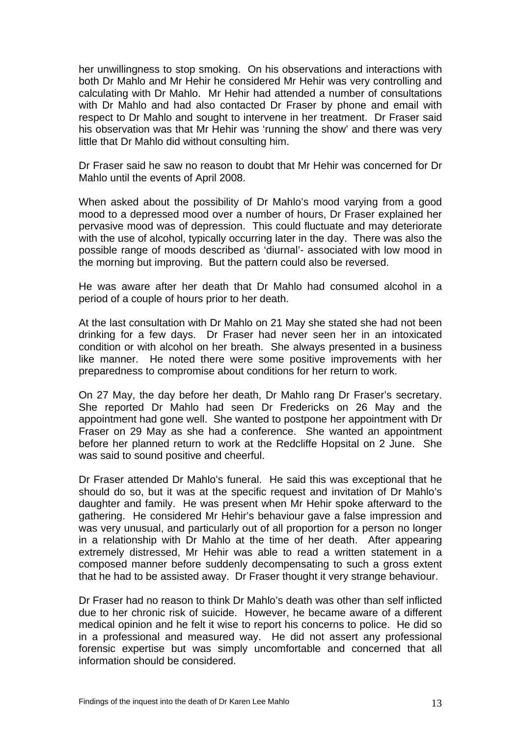her unwillingness to stop smoking. On his observations and interactions with both Dr Mahlo and Mr Hehir he considered Mr Hehir was very controlling and calculating with Dr Mahlo. Mr Hehir had attended a number of consultations with Dr Mahlo and had also contacted Dr Fraser by phone and email with respect to Dr Mahlo and sought to intervene in her treatment. Dr Fraser said his observation was that Mr Hehir was 'running the show' and there was very little that Dr Mahlo did without consulting him.

Dr Fraser said he saw no reason to doubt that Mr Hehir was concerned for Dr Mahlo until the events of April 2008.

When asked about the possibility of Dr Mahlo's mood varying from a good mood to a depressed mood over a number of hours, Dr Fraser explained her pervasive mood was of depression. This could fluctuate and may deteriorate with the use of alcohol, typically occurring later in the day. There was also the possible range of moods described as 'diurnal'- associated with low mood in the morning but improving. But the pattern could also be reversed.

He was aware after her death that Dr Mahlo had consumed alcohol in a period of a couple of hours prior to her death.

At the last consultation with Dr Mahlo on 21 May she stated she had not been drinking for a few days. Dr Fraser had never seen her in an intoxicated condition or with alcohol on her breath. She always presented in a business like manner. He noted there were some positive improvements with her preparedness to compromise about conditions for her return to work.

On 27 May, the day before her death, Dr Mahlo rang Dr Fraser's secretary. She reported Dr Mahlo had seen Dr Fredericks on 26 May and the appointment had gone well. She wanted to postpone her appointment with Dr Fraser on 29 May as she had a conference. She wanted an appointment before her planned return to work at the Redcliffe Hopsital on 2 June. She was said to sound positive and cheerful.

Dr Fraser attended Dr Mahlo's funeral. He said this was exceptional that he should do so, but it was at the specific request and invitation of Dr Mahlo's daughter and family. He was present when Mr Hehir spoke afterward to the gathering. He considered Mr Hehir's behaviour gave a false impression and was very unusual, and particularly out of all proportion for a person no longer in a relationship with Dr Mahlo at the time of her death. After appearing extremely distressed, Mr Hehir was able to read a written statement in a composed manner before suddenly decompensating to such a gross extent that he had to be assisted away. Dr Fraser thought it very strange behaviour.

Dr Fraser had no reason to think Dr Mahlo's death was other than self inflicted due to her chronic risk of suicide. However, he became aware of a different medical opinion and he felt it wise to report his concerns to police. He did so in a professional and measured way. He did not assert any professional forensic expertise but was simply uncomfortable and concerned that all information should be considered.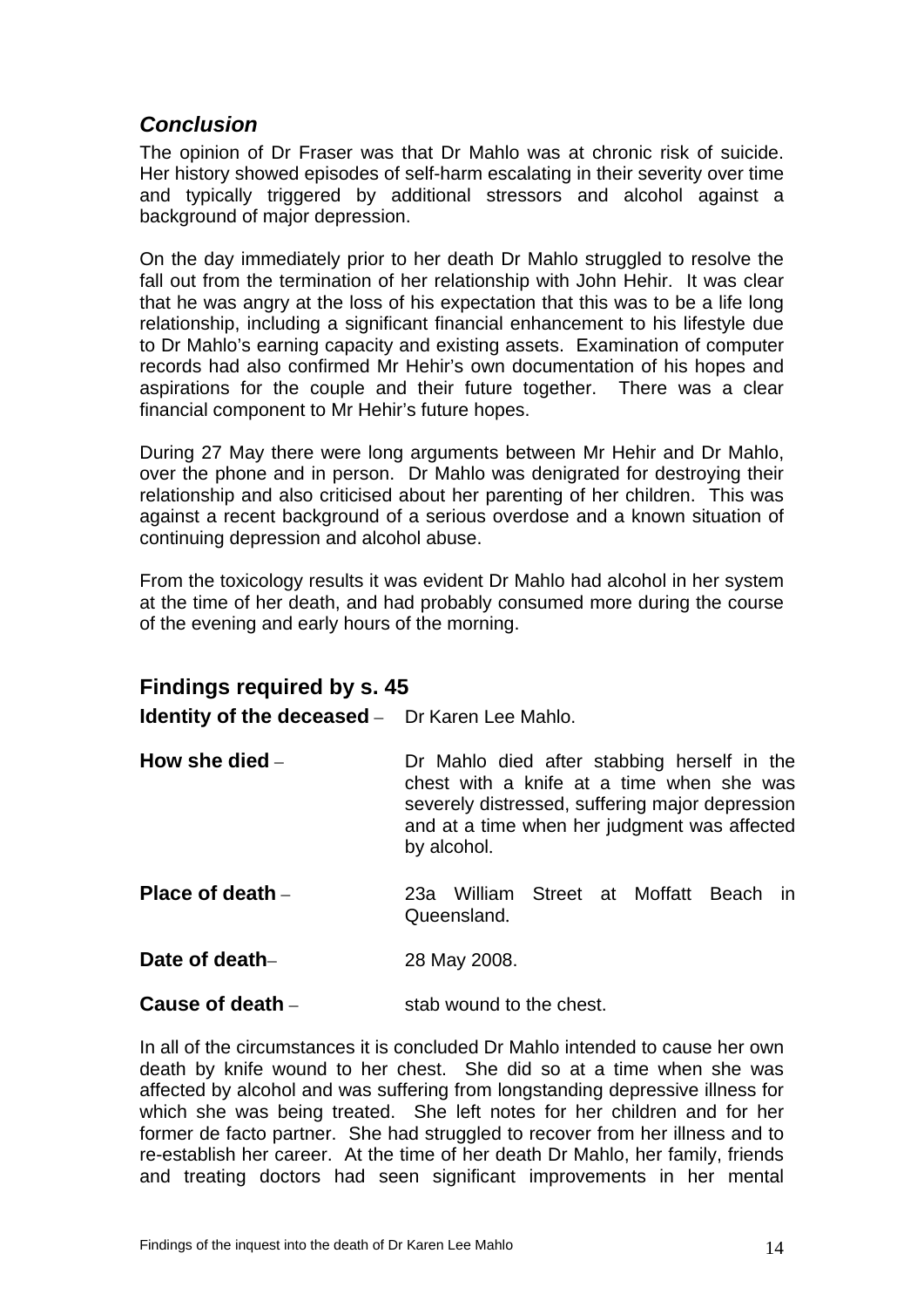## *Conclusion*

The opinion of Dr Fraser was that Dr Mahlo was at chronic risk of suicide. Her history showed episodes of self-harm escalating in their severity over time and typically triggered by additional stressors and alcohol against a background of major depression.

On the day immediately prior to her death Dr Mahlo struggled to resolve the fall out from the termination of her relationship with John Hehir. It was clear that he was angry at the loss of his expectation that this was to be a life long relationship, including a significant financial enhancement to his lifestyle due to Dr Mahlo's earning capacity and existing assets. Examination of computer records had also confirmed Mr Hehir's own documentation of his hopes and aspirations for the couple and their future together. There was a clear financial component to Mr Hehir's future hopes.

During 27 May there were long arguments between Mr Hehir and Dr Mahlo, over the phone and in person. Dr Mahlo was denigrated for destroying their relationship and also criticised about her parenting of her children. This was against a recent background of a serious overdose and a known situation of continuing depression and alcohol abuse.

From the toxicology results it was evident Dr Mahlo had alcohol in her system at the time of her death, and had probably consumed more during the course of the evening and early hours of the morning.

## Findings required by s. 45

**Identity of the deceased** – Dr Karen Lee Mahlo.

**How she died** – Dr Mahlo died after stabbing herself in the chest with a knife at a time when she was severely distressed, suffering major depression and at a time when her judgment was affected by alcohol.

**Place of death** – 23a William Street at Moffatt Beach in Queensland.

**Date of death**– 28 May 2008.

**Cause of death** – stab wound to the chest.

In all of the circumstances it is concluded Dr Mahlo intended to cause her own death by knife wound to her chest. She did so at a time when she was affected by alcohol and was suffering from longstanding depressive illness for which she was being treated. She left notes for her children and for her former de facto partner. She had struggled to recover from her illness and to re-establish her career. At the time of her death Dr Mahlo, her family, friends and treating doctors had seen significant improvements in her mental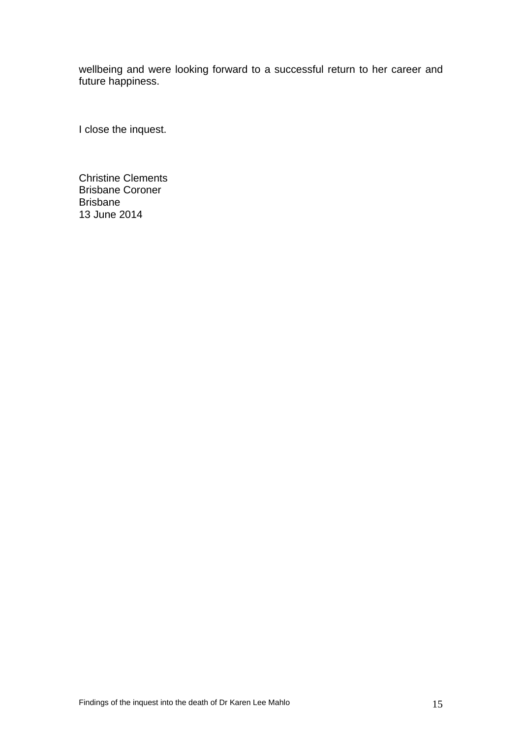wellbeing and were looking forward to a successful return to her career and future happiness.

I close the inquest.

Christine Clements
Brisbane Coroner
Brisbane
13 June 2014